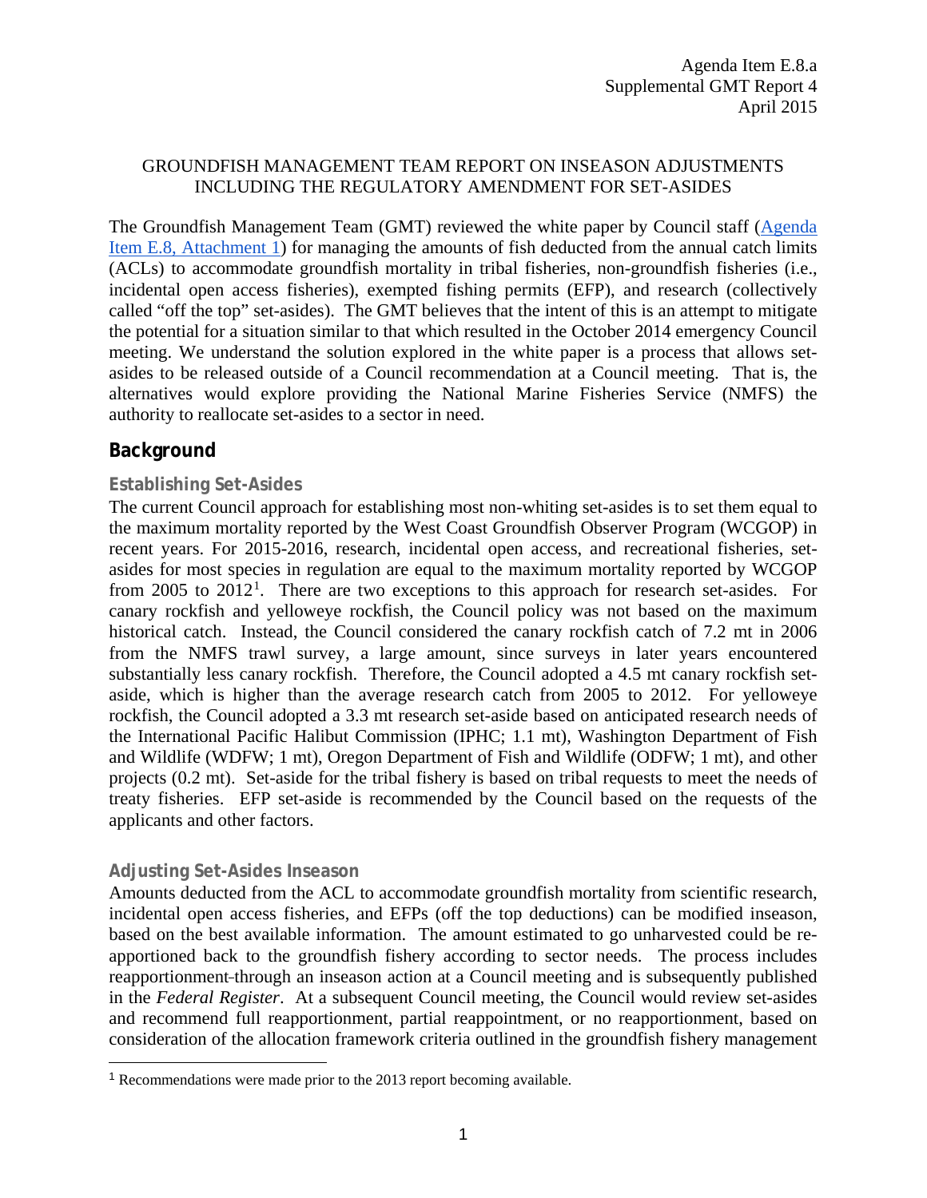Agenda Item E.8.a
Supplemental GMT Report 4
April 2015

GROUNDFISH MANAGEMENT TEAM REPORT ON INSEASON ADJUSTMENTS INCLUDING THE REGULATORY AMENDMENT FOR SET-ASIDES

The Groundfish Management Team (GMT) reviewed the white paper by Council staff (Agenda Item E.8, Attachment 1) for managing the amounts of fish deducted from the annual catch limits (ACLs) to accommodate groundfish mortality in tribal fisheries, non-groundfish fisheries (i.e., incidental open access fisheries), exempted fishing permits (EFP), and research (collectively called "off the top" set-asides). The GMT believes that the intent of this is an attempt to mitigate the potential for a situation similar to that which resulted in the October 2014 emergency Council meeting. We understand the solution explored in the white paper is a process that allows set-asides to be released outside of a Council recommendation at a Council meeting. That is, the alternatives would explore providing the National Marine Fisheries Service (NMFS) the authority to reallocate set-asides to a sector in need.

## Background

### Establishing Set-Asides

The current Council approach for establishing most non-whiting set-asides is to set them equal to the maximum mortality reported by the West Coast Groundfish Observer Program (WCGOP) in recent years. For 2015-2016, research, incidental open access, and recreational fisheries, set-asides for most species in regulation are equal to the maximum mortality reported by WCGOP from 2005 to 2012[1]. There are two exceptions to this approach for research set-asides. For canary rockfish and yelloweye rockfish, the Council policy was not based on the maximum historical catch. Instead, the Council considered the canary rockfish catch of 7.2 mt in 2006 from the NMFS trawl survey, a large amount, since surveys in later years encountered substantially less canary rockfish. Therefore, the Council adopted a 4.5 mt canary rockfish set-aside, which is higher than the average research catch from 2005 to 2012. For yelloweye rockfish, the Council adopted a 3.3 mt research set-aside based on anticipated research needs of the International Pacific Halibut Commission (IPHC; 1.1 mt), Washington Department of Fish and Wildlife (WDFW; 1 mt), Oregon Department of Fish and Wildlife (ODFW; 1 mt), and other projects (0.2 mt). Set-aside for the tribal fishery is based on tribal requests to meet the needs of treaty fisheries. EFP set-aside is recommended by the Council based on the requests of the applicants and other factors.

### Adjusting Set-Asides Inseason

Amounts deducted from the ACL to accommodate groundfish mortality from scientific research, incidental open access fisheries, and EFPs (off the top deductions) can be modified inseason, based on the best available information. The amount estimated to go unharvested could be re-apportioned back to the groundfish fishery according to sector needs. The process includes reapportionment through an inseason action at a Council meeting and is subsequently published in the *Federal Register*. At a subsequent Council meeting, the Council would review set-asides and recommend full reapportionment, partial reappointment, or no reapportionment, based on consideration of the allocation framework criteria outlined in the groundfish fishery management

[1] Recommendations were made prior to the 2013 report becoming available.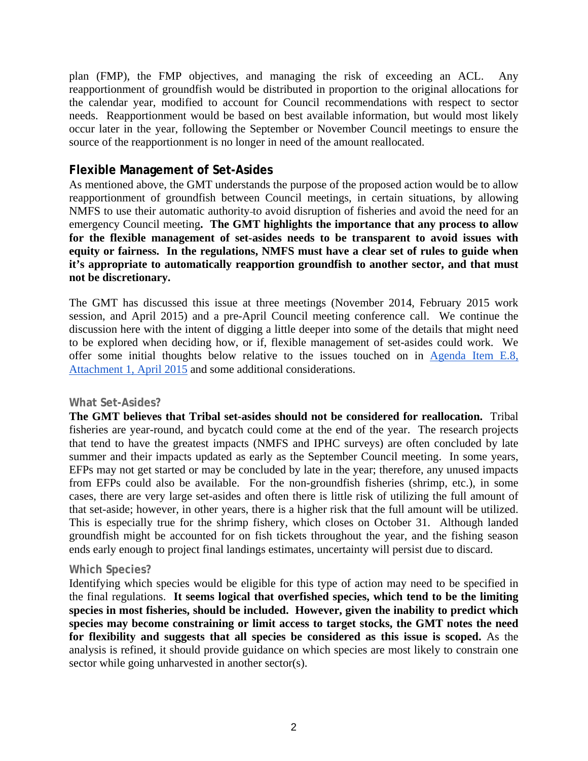plan (FMP), the FMP objectives, and managing the risk of exceeding an ACL. Any reapportionment of groundfish would be distributed in proportion to the original allocations for the calendar year, modified to account for Council recommendations with respect to sector needs. Reapportionment would be based on best available information, but would most likely occur later in the year, following the September or November Council meetings to ensure the source of the reapportionment is no longer in need of the amount reallocated.

## Flexible Management of Set-Asides

As mentioned above, the GMT understands the purpose of the proposed action would be to allow reapportionment of groundfish between Council meetings, in certain situations, by allowing NMFS to use their automatic authority to avoid disruption of fisheries and avoid the need for an emergency Council meeting**. The GMT highlights the importance that any process to allow for the flexible management of set-asides needs to be transparent to avoid issues with equity or fairness. In the regulations, NMFS must have a clear set of rules to guide when it's appropriate to automatically reapportion groundfish to another sector, and that must not be discretionary.**

The GMT has discussed this issue at three meetings (November 2014, February 2015 work session, and April 2015) and a pre-April Council meeting conference call. We continue the discussion here with the intent of digging a little deeper into some of the details that might need to be explored when deciding how, or if, flexible management of set-asides could work. We offer some initial thoughts below relative to the issues touched on in [Agenda Item E.8, Attachment 1, April 2015] and some additional considerations.

### What Set-Asides?

**The GMT believes that Tribal set-asides should not be considered for reallocation.** Tribal fisheries are year-round, and bycatch could come at the end of the year. The research projects that tend to have the greatest impacts (NMFS and IPHC surveys) are often concluded by late summer and their impacts updated as early as the September Council meeting. In some years, EFPs may not get started or may be concluded by late in the year; therefore, any unused impacts from EFPs could also be available. For the non-groundfish fisheries (shrimp, etc.), in some cases, there are very large set-asides and often there is little risk of utilizing the full amount of that set-aside; however, in other years, there is a higher risk that the full amount will be utilized. This is especially true for the shrimp fishery, which closes on October 31. Although landed groundfish might be accounted for on fish tickets throughout the year, and the fishing season ends early enough to project final landings estimates, uncertainty will persist due to discard.

### Which Species?

Identifying which species would be eligible for this type of action may need to be specified in the final regulations. **It seems logical that overfished species, which tend to be the limiting species in most fisheries, should be included. However, given the inability to predict which species may become constraining or limit access to target stocks, the GMT notes the need for flexibility and suggests that all species be considered as this issue is scoped.** As the analysis is refined, it should provide guidance on which species are most likely to constrain one sector while going unharvested in another sector(s).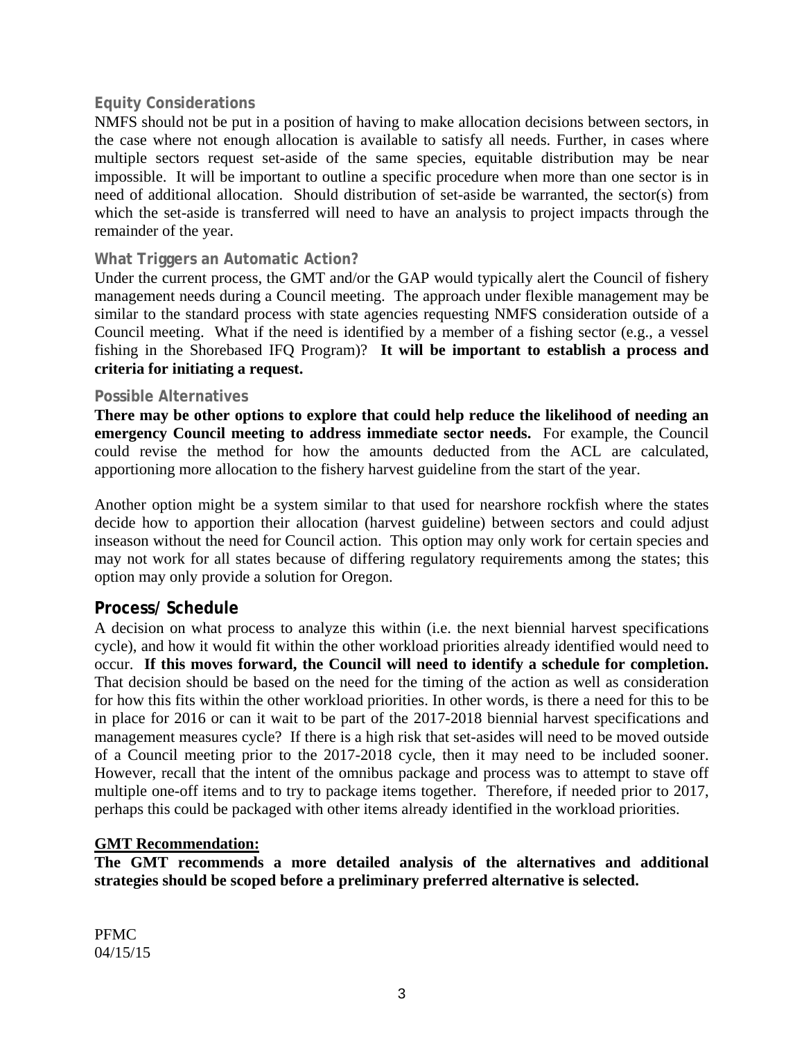### Equity Considerations

NMFS should not be put in a position of having to make allocation decisions between sectors, in the case where not enough allocation is available to satisfy all needs. Further, in cases where multiple sectors request set-aside of the same species, equitable distribution may be near impossible. It will be important to outline a specific procedure when more than one sector is in need of additional allocation. Should distribution of set-aside be warranted, the sector(s) from which the set-aside is transferred will need to have an analysis to project impacts through the remainder of the year.

### What Triggers an Automatic Action?

Under the current process, the GMT and/or the GAP would typically alert the Council of fishery management needs during a Council meeting. The approach under flexible management may be similar to the standard process with state agencies requesting NMFS consideration outside of a Council meeting. What if the need is identified by a member of a fishing sector (e.g., a vessel fishing in the Shorebased IFQ Program)? **It will be important to establish a process and criteria for initiating a request.**

### Possible Alternatives

**There may be other options to explore that could help reduce the likelihood of needing an emergency Council meeting to address immediate sector needs.** For example, the Council could revise the method for how the amounts deducted from the ACL are calculated, apportioning more allocation to the fishery harvest guideline from the start of the year.

Another option might be a system similar to that used for nearshore rockfish where the states decide how to apportion their allocation (harvest guideline) between sectors and could adjust inseason without the need for Council action. This option may only work for certain species and may not work for all states because of differing regulatory requirements among the states; this option may only provide a solution for Oregon.

## Process/Schedule

A decision on what process to analyze this within (i.e. the next biennial harvest specifications cycle), and how it would fit within the other workload priorities already identified would need to occur. **If this moves forward, the Council will need to identify a schedule for completion.** That decision should be based on the need for the timing of the action as well as consideration for how this fits within the other workload priorities. In other words, is there a need for this to be in place for 2016 or can it wait to be part of the 2017-2018 biennial harvest specifications and management measures cycle? If there is a high risk that set-asides will need to be moved outside of a Council meeting prior to the 2017-2018 cycle, then it may need to be included sooner. However, recall that the intent of the omnibus package and process was to attempt to stave off multiple one-off items and to try to package items together. Therefore, if needed prior to 2017, perhaps this could be packaged with other items already identified in the workload priorities.

**GMT Recommendation:**

**The GMT recommends a more detailed analysis of the alternatives and additional strategies should be scoped before a preliminary preferred alternative is selected.**

PFMC
04/15/15